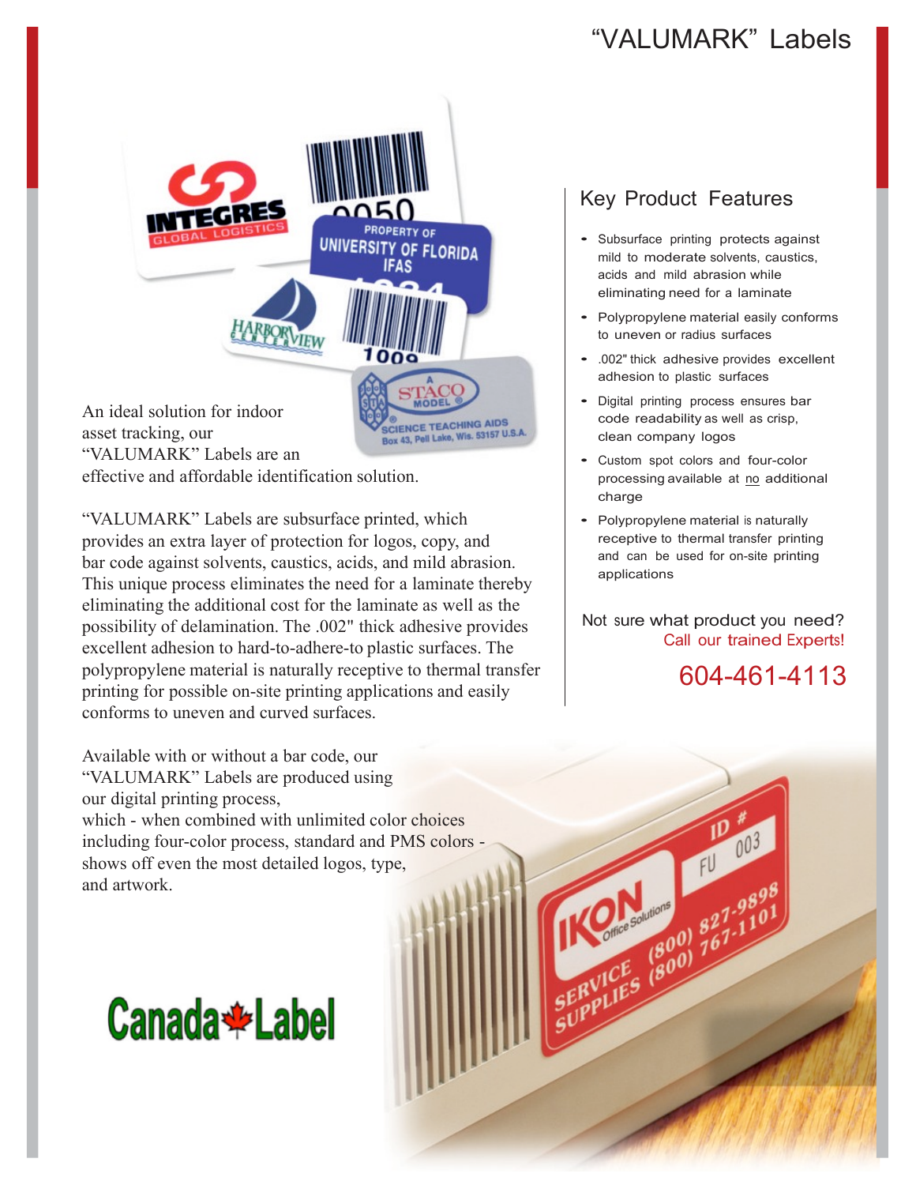# "VALUMARK" Labels

An ideal solution for indoor asset tracking, our "VALUMARK" Labels are an effective and affordable identification solution.

"VALUMARK" Labels are subsurface printed, which provides an extra layer of protection for logos, copy, and bar code against solvents, caustics, acids, and mild abrasion. This unique process eliminates the need for a laminate thereby eliminating the additional cost for the laminate as well as the possibility of delamination. The .002" thick adhesive provides excellent adhesion to hard-to-adhere-to plastic surfaces. The polypropylene material is naturally receptive to thermal transfer printing for possible on-site printing applications and easily conforms to uneven and curved surfaces.

Available with or without a bar code, our "VALUMARK" Labels are produced using our digital printing process, which - when combined with unlimited color choices including four-color process, standard and PMS colors - shows off even the most detailed logos, type, and artwork.

## Key Product Features

- Subsurface printing protects against mild to moderate solvents, caustics, acids and mild abrasion while eliminating need for a laminate
- Polypropylene material easily conforms to uneven or radius surfaces
- .002" thick adhesive provides excellent adhesion to plastic surfaces
- Digital printing process ensures bar code readability as well as crisp, clean company logos
- Custom spot colors and four-color processing available at no additional charge
- Polypropylene material is naturally receptive to thermal transfer printing and can be used for on-site printing applications

Not sure what product you need?
Call our trained Experts!

604-461-4113

Canada Label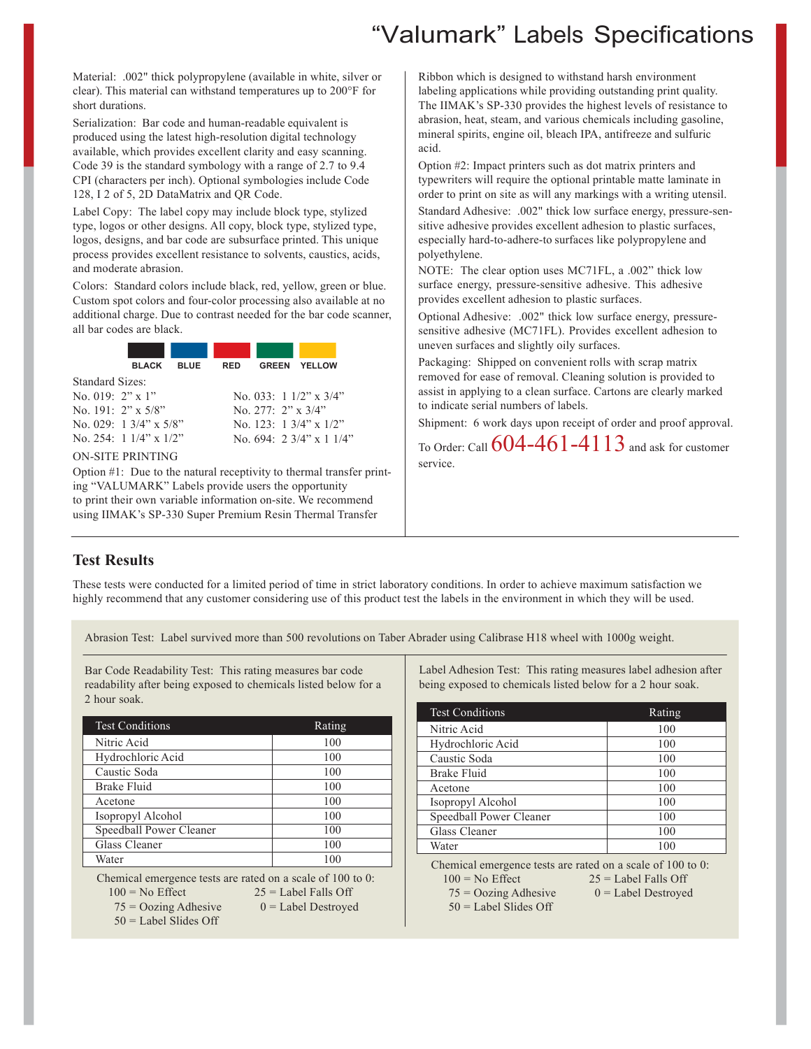# "Valumark" Labels Specifications

Material: .002" thick polypropylene (available in white, silver or clear). This material can withstand temperatures up to 200°F for short durations.

Serialization: Bar code and human-readable equivalent is produced using the latest high-resolution digital technology available, which provides excellent clarity and easy scanning. Code 39 is the standard symbology with a range of 2.7 to 9.4 CPI (characters per inch). Optional symbologies include Code 128, I 2 of 5, 2D DataMatrix and QR Code.

Label Copy: The label copy may include block type, stylized type, logos or other designs. All copy, block type, stylized type, logos, designs, and bar code are subsurface printed. This unique process provides excellent resistance to solvents, caustics, acids, and moderate abrasion.

Colors: Standard colors include black, red, yellow, green or blue. Custom spot colors and four-color processing also available at no additional charge. Due to contrast needed for the bar code scanner, all bar codes are black.

BLACK BLUE RED GREEN YELLOW

Standard Sizes:

| | |
|---|---|
| No. 019: 2" x 1" | No. 033: 1 1/2" x 3/4" |
| No. 191: 2" x 5/8" | No. 277: 2" x 3/4" |
| No. 029: 1 3/4" x 5/8" | No. 123: 1 3/4" x 1/2" |
| No. 254: 1 1/4" x 1/2" | No. 694: 2 3/4" x 1 1/4" |

ON-SITE PRINTING

Option #1: Due to the natural receptivity to thermal transfer printing "VALUMARK" Labels provide users the opportunity to print their own variable information on-site. We recommend using IIMAK's SP-330 Super Premium Resin Thermal Transfer Ribbon which is designed to withstand harsh environment labeling applications while providing outstanding print quality. The IIMAK's SP-330 provides the highest levels of resistance to abrasion, heat, steam, and various chemicals including gasoline, mineral spirits, engine oil, bleach IPA, antifreeze and sulfuric acid.

Option #2: Impact printers such as dot matrix printers and typewriters will require the optional printable matte laminate in order to print on site as will any markings with a writing utensil.

Standard Adhesive: .002" thick low surface energy, pressure-sensitive adhesive provides excellent adhesion to plastic surfaces, especially hard-to-adhere-to surfaces like polypropylene and polyethylene.

NOTE: The clear option uses MC71FL, a .002" thick low surface energy, pressure-sensitive adhesive. This adhesive provides excellent adhesion to plastic surfaces.

Optional Adhesive: .002" thick low surface energy, pressure-sensitive adhesive (MC71FL). Provides excellent adhesion to uneven surfaces and slightly oily surfaces.

Packaging: Shipped on convenient rolls with scrap matrix removed for ease of removal. Cleaning solution is provided to assist in applying to a clean surface. Cartons are clearly marked to indicate serial numbers of labels.

Shipment: 6 work days upon receipt of order and proof approval.

To Order: Call 604-461-4113 and ask for customer service.

## Test Results

These tests were conducted for a limited period of time in strict laboratory conditions. In order to achieve maximum satisfaction we highly recommend that any customer considering use of this product test the labels in the environment in which they will be used.

Abrasion Test: Label survived more than 500 revolutions on Taber Abrader using Calibrase H18 wheel with 1000g weight.

Bar Code Readability Test: This rating measures bar code readability after being exposed to chemicals listed below for a 2 hour soak.

| Test Conditions | Rating |
|---|---|
| Nitric Acid | 100 |
| Hydrochloric Acid | 100 |
| Caustic Soda | 100 |
| Brake Fluid | 100 |
| Acetone | 100 |
| Isopropyl Alcohol | 100 |
| Speedball Power Cleaner | 100 |
| Glass Cleaner | 100 |
| Water | 100 |

Chemical emergence tests are rated on a scale of 100 to 0:
100 = No Effect
75 = Oozing Adhesive
50 = Label Slides Off
25 = Label Falls Off
0 = Label Destroyed

Label Adhesion Test: This rating measures label adhesion after being exposed to chemicals listed below for a 2 hour soak.

| Test Conditions | Rating |
|---|---|
| Nitric Acid | 100 |
| Hydrochloric Acid | 100 |
| Caustic Soda | 100 |
| Brake Fluid | 100 |
| Acetone | 100 |
| Isopropyl Alcohol | 100 |
| Speedball Power Cleaner | 100 |
| Glass Cleaner | 100 |
| Water | 100 |

Chemical emergence tests are rated on a scale of 100 to 0:
100 = No Effect
75 = Oozing Adhesive
50 = Label Slides Off
25 = Label Falls Off
0 = Label Destroyed